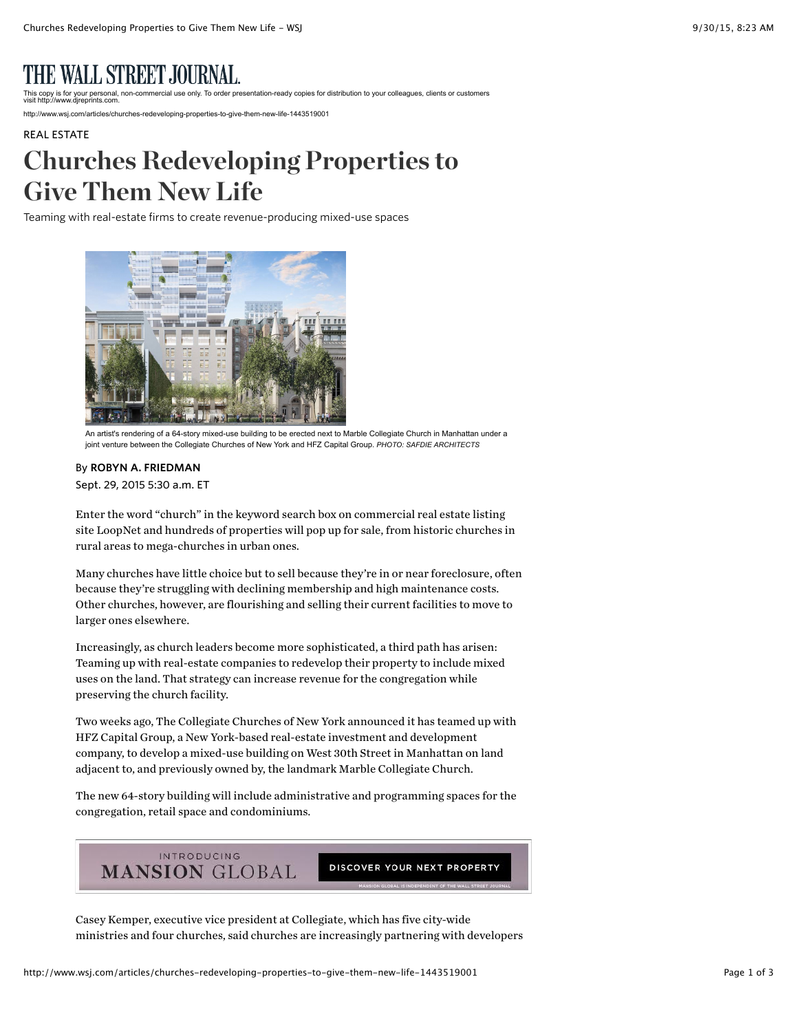# THE WALL STREET JOURNAL.

This copy is for your personal, non-commercial use only. To order presentation-ready copies for distribution to your colleagues, clients or customers visit http://www.djreprints.com.

http://www.wsj.com/articles/churches-redeveloping-properties-to-give-them-new-life-1443519001

REAL ESTATE

# Churches Redeveloping Properties to Give Them New Life

Teaming with real-estate firms to create revenue-producing mixed-use spaces

An artist's rendering of a 64-story mixed-use building to be erected next to Marble Collegiate Church in Manhattan under a joint venture between the Collegiate Churches of New York and HFZ Capital Group. *PHOTO: SAFDIE ARCHITECTS*

By **ROBYN A. FRIEDMAN**

Sept. 29, 2015 5:30 a.m. ET

Enter the word "church" in the keyword search box on commercial real estate listing site LoopNet and hundreds of properties will pop up for sale, from historic churches in rural areas to mega-churches in urban ones.

Many churches have little choice but to sell because they're in or near foreclosure, often because they're struggling with declining membership and high maintenance costs. Other churches, however, are flourishing and selling their current facilities to move to larger ones elsewhere.

Increasingly, as church leaders become more sophisticated, a third path has arisen: Teaming up with real-estate companies to redevelop their property to include mixed uses on the land. That strategy can increase revenue for the congregation while preserving the church facility.

Two weeks ago, The Collegiate Churches of New York announced it has teamed up with HFZ Capital Group, a New York-based real-estate investment and development company, to develop a mixed-use building on West 30th Street in Manhattan on land adjacent to, and previously owned by, the landmark Marble Collegiate Church.

The new 64-story building will include administrative and programming spaces for the congregation, retail space and condominiums.

Casey Kemper, executive vice president at Collegiate, which has five city-wide ministries and four churches, said churches are increasingly partnering with developers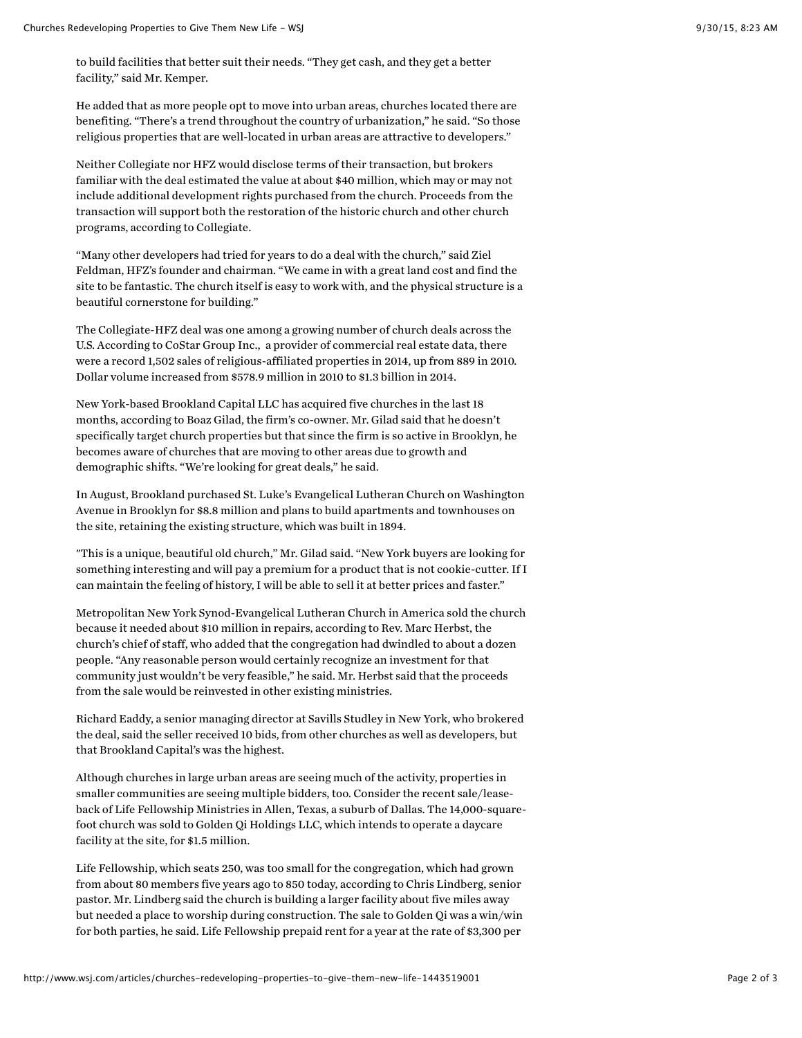to build facilities that better suit their needs. "They get cash, and they get a better facility," said Mr. Kemper.

He added that as more people opt to move into urban areas, churches located there are benefiting. "There's a trend throughout the country of urbanization," he said. "So those religious properties that are well-located in urban areas are attractive to developers."

Neither Collegiate nor HFZ would disclose terms of their transaction, but brokers familiar with the deal estimated the value at about $40 million, which may or may not include additional development rights purchased from the church. Proceeds from the transaction will support both the restoration of the historic church and other church programs, according to Collegiate.

"Many other developers had tried for years to do a deal with the church," said Ziel Feldman, HFZ's founder and chairman. "We came in with a great land cost and find the site to be fantastic. The church itself is easy to work with, and the physical structure is a beautiful cornerstone for building."

The Collegiate-HFZ deal was one among a growing number of church deals across the U.S. According to CoStar Group Inc., a provider of commercial real estate data, there were a record 1,502 sales of religious-affiliated properties in 2014, up from 889 in 2010. Dollar volume increased from $578.9 million in 2010 to $1.3 billion in 2014.

New York-based Brookland Capital LLC has acquired five churches in the last 18 months, according to Boaz Gilad, the firm's co-owner. Mr. Gilad said that he doesn't specifically target church properties but that since the firm is so active in Brooklyn, he becomes aware of churches that are moving to other areas due to growth and demographic shifts. "We're looking for great deals," he said.

In August, Brookland purchased St. Luke's Evangelical Lutheran Church on Washington Avenue in Brooklyn for $8.8 million and plans to build apartments and townhouses on the site, retaining the existing structure, which was built in 1894.

"This is a unique, beautiful old church," Mr. Gilad said. "New York buyers are looking for something interesting and will pay a premium for a product that is not cookie-cutter. If I can maintain the feeling of history, I will be able to sell it at better prices and faster."

Metropolitan New York Synod-Evangelical Lutheran Church in America sold the church because it needed about $10 million in repairs, according to Rev. Marc Herbst, the church's chief of staff, who added that the congregation had dwindled to about a dozen people. "Any reasonable person would certainly recognize an investment for that community just wouldn't be very feasible," he said. Mr. Herbst said that the proceeds from the sale would be reinvested in other existing ministries.

Richard Eaddy, a senior managing director at Savills Studley in New York, who brokered the deal, said the seller received 10 bids, from other churches as well as developers, but that Brookland Capital's was the highest.

Although churches in large urban areas are seeing much of the activity, properties in smaller communities are seeing multiple bidders, too. Consider the recent sale/lease-back of Life Fellowship Ministries in Allen, Texas, a suburb of Dallas. The 14,000-square-foot church was sold to Golden Qi Holdings LLC, which intends to operate a daycare facility at the site, for $1.5 million.

Life Fellowship, which seats 250, was too small for the congregation, which had grown from about 80 members five years ago to 850 today, according to Chris Lindberg, senior pastor. Mr. Lindberg said the church is building a larger facility about five miles away but needed a place to worship during construction. The sale to Golden Qi was a win/win for both parties, he said. Life Fellowship prepaid rent for a year at the rate of $3,300 per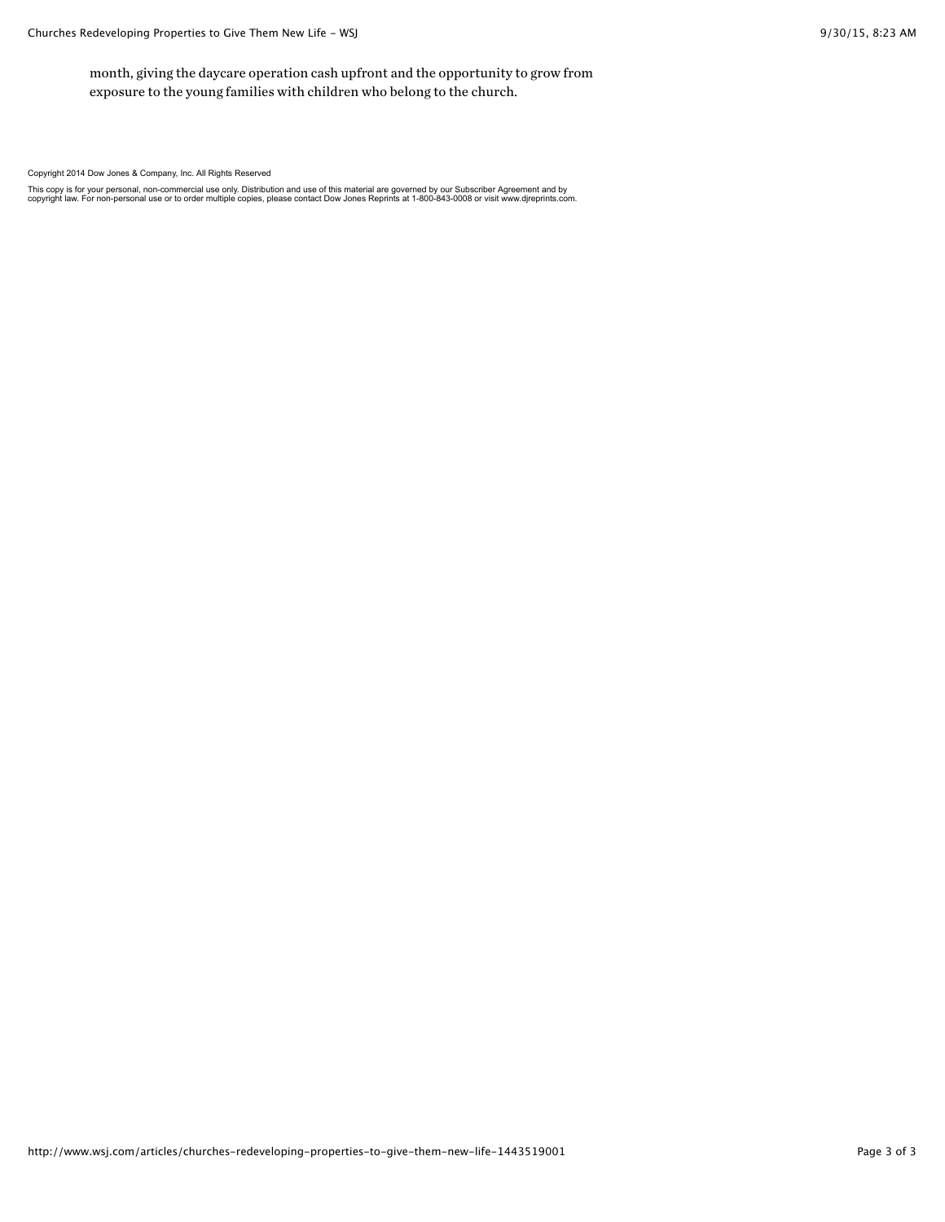month, giving the daycare operation cash upfront and the opportunity to grow from exposure to the young families with children who belong to the church.

Copyright 2014 Dow Jones & Company, Inc. All Rights Reserved

This copy is for your personal, non-commercial use only. Distribution and use of this material are governed by our Subscriber Agreement and by copyright law. For non-personal use or to order multiple copies, please contact Dow Jones Reprints at 1-800-843-0008 or visit www.djreprints.com.